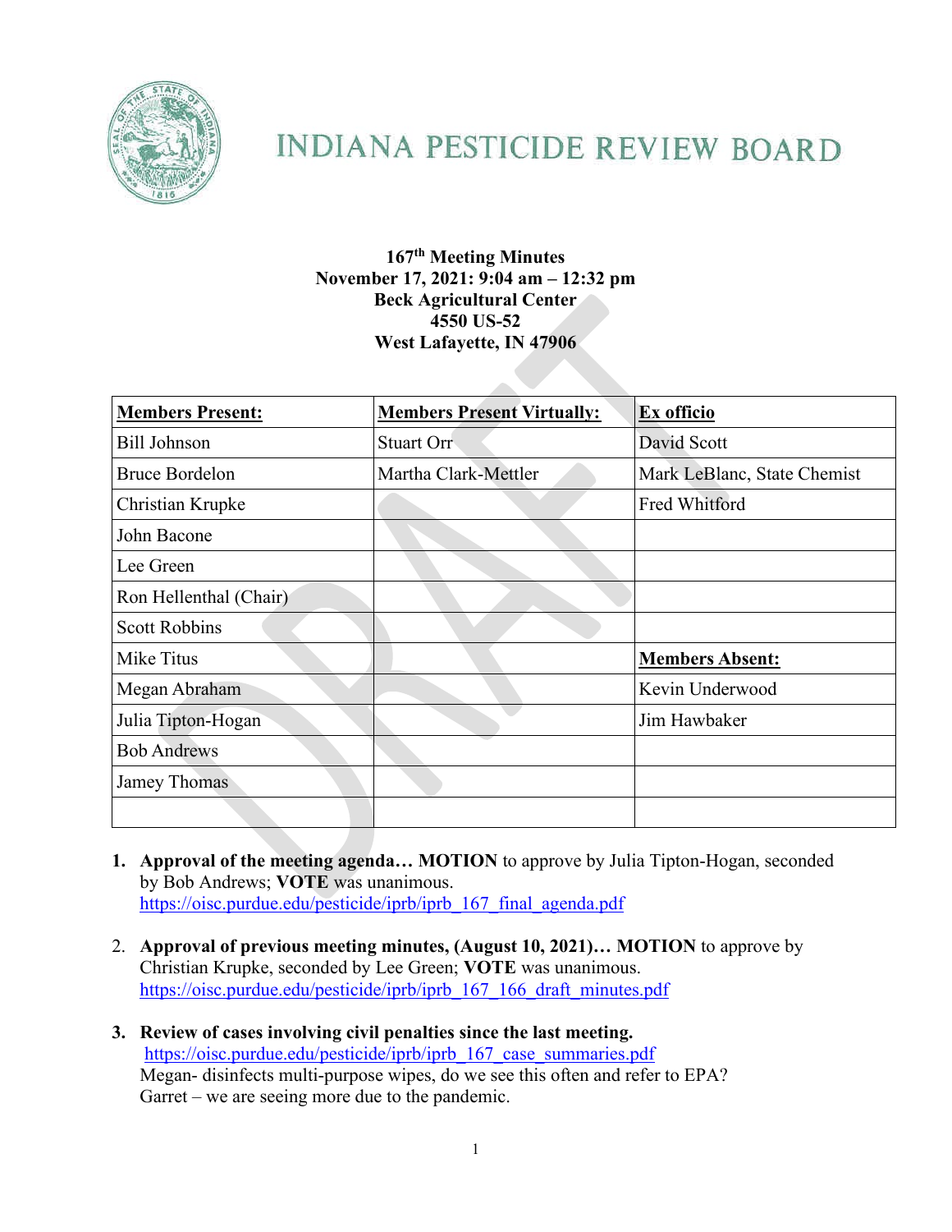# INDIANA PESTICIDE REVIEW BOARD

**167th Meeting Minutes**
**November 17, 2021: 9:04 am – 12:32 pm**
**Beck Agricultural Center**
**4550 US-52**
**West Lafayette, IN 47906**

| **Members Present:** | **Members Present Virtually:** | **Ex officio** |
|---|---|---|
| Bill Johnson | Stuart Orr | David Scott |
| Bruce Bordelon | Martha Clark-Mettler | Mark LeBlanc, State Chemist |
| Christian Krupke | | Fred Whitford |
| John Bacone | | |
| Lee Green | | |
| Ron Hellenthal (Chair) | | |
| Scott Robbins | | |
| Mike Titus | | **Members Absent:** |
| Megan Abraham | | Kevin Underwood |
| Julia Tipton-Hogan | | Jim Hawbaker |
| Bob Andrews | | |
| Jamey Thomas | | |
| | | |

1. **Approval of the meeting agenda… MOTION** to approve by Julia Tipton-Hogan, seconded by Bob Andrews; **VOTE** was unanimous.
   https://oisc.purdue.edu/pesticide/iprb/iprb_167_final_agenda.pdf

2. **Approval of previous meeting minutes, (August 10, 2021)… MOTION** to approve by Christian Krupke, seconded by Lee Green; **VOTE** was unanimous.
   https://oisc.purdue.edu/pesticide/iprb/iprb_167_166_draft_minutes.pdf

3. **Review of cases involving civil penalties since the last meeting.**
   https://oisc.purdue.edu/pesticide/iprb/iprb_167_case_summaries.pdf
   Megan- disinfects multi-purpose wipes, do we see this often and refer to EPA?
   Garret – we are seeing more due to the pandemic.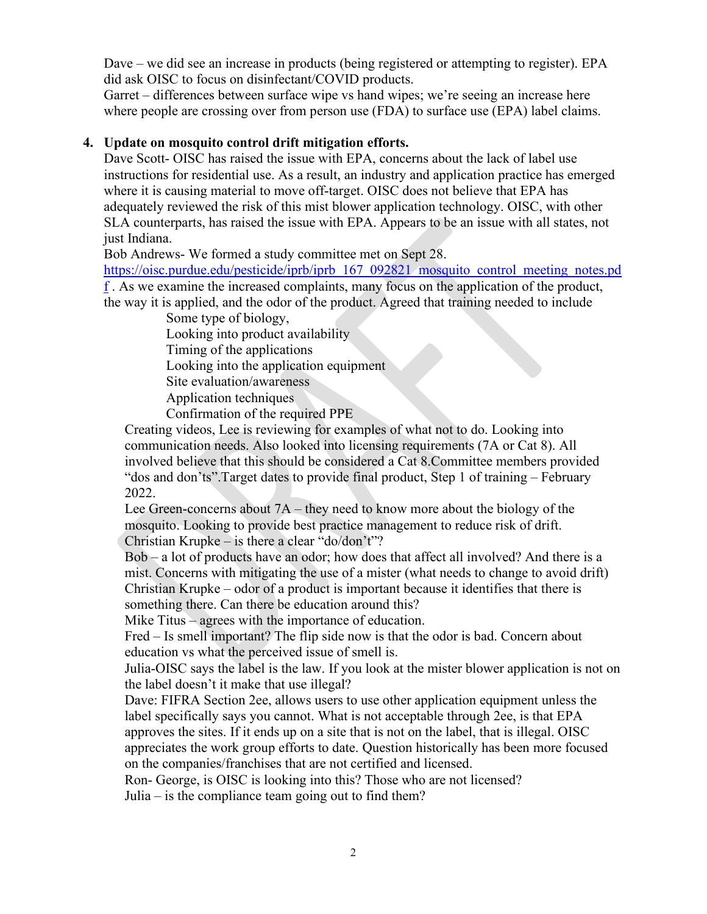Dave – we did see an increase in products (being registered or attempting to register). EPA did ask OISC to focus on disinfectant/COVID products.
Garret – differences between surface wipe vs hand wipes; we're seeing an increase here where people are crossing over from person use (FDA) to surface use (EPA) label claims.

4. **Update on mosquito control drift mitigation efforts.**
Dave Scott- OISC has raised the issue with EPA, concerns about the lack of label use instructions for residential use. As a result, an industry and application practice has emerged where it is causing material to move off-target. OISC does not believe that EPA has adequately reviewed the risk of this mist blower application technology. OISC, with other SLA counterparts, has raised the issue with EPA. Appears to be an issue with all states, not just Indiana.
Bob Andrews- We formed a study committee met on Sept 28. https://oisc.purdue.edu/pesticide/iprb/iprb_167_092821_mosquito_control_meeting_notes.pdf . As we examine the increased complaints, many focus on the application of the product, the way it is applied, and the odor of the product. Agreed that training needed to include
    - Some type of biology,
    - Looking into product availability
    - Timing of the applications
    - Looking into the application equipment
    - Site evaluation/awareness
    - Application techniques
    - Confirmation of the required PPE

Creating videos, Lee is reviewing for examples of what not to do. Looking into communication needs. Also looked into licensing requirements (7A or Cat 8). All involved believe that this should be considered a Cat 8.Committee members provided "dos and don'ts".Target dates to provide final product, Step 1 of training – February 2022.
Lee Green-concerns about 7A – they need to know more about the biology of the mosquito. Looking to provide best practice management to reduce risk of drift.
Christian Krupke – is there a clear "do/don't"?
Bob – a lot of products have an odor; how does that affect all involved? And there is a mist. Concerns with mitigating the use of a mister (what needs to change to avoid drift)
Christian Krupke – odor of a product is important because it identifies that there is something there. Can there be education around this?
Mike Titus – agrees with the importance of education.
Fred – Is smell important? The flip side now is that the odor is bad. Concern about education vs what the perceived issue of smell is.
Julia-OISC says the label is the law. If you look at the mister blower application is not on the label doesn't it make that use illegal?
Dave: FIFRA Section 2ee, allows users to use other application equipment unless the label specifically says you cannot. What is not acceptable through 2ee, is that EPA approves the sites. If it ends up on a site that is not on the label, that is illegal. OISC appreciates the work group efforts to date. Question historically has been more focused on the companies/franchises that are not certified and licensed.
Ron- George, is OISC is looking into this? Those who are not licensed?
Julia – is the compliance team going out to find them?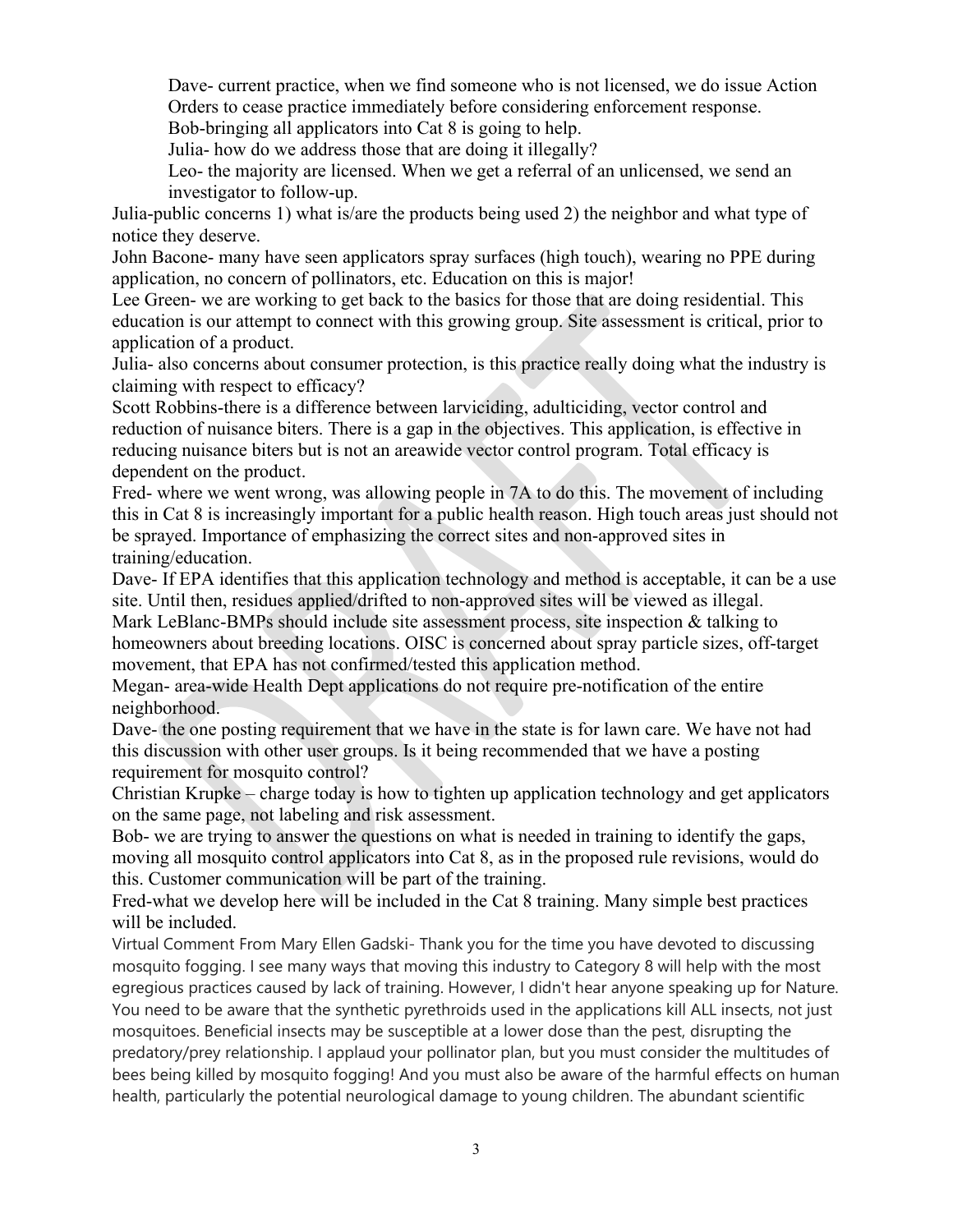Dave- current practice, when we find someone who is not licensed, we do issue Action Orders to cease practice immediately before considering enforcement response.

Bob-bringing all applicators into Cat 8 is going to help.

Julia- how do we address those that are doing it illegally?

Leo- the majority are licensed. When we get a referral of an unlicensed, we send an investigator to follow-up.

Julia-public concerns 1) what is/are the products being used 2) the neighbor and what type of notice they deserve.

John Bacone- many have seen applicators spray surfaces (high touch), wearing no PPE during application, no concern of pollinators, etc. Education on this is major!

Lee Green- we are working to get back to the basics for those that are doing residential. This education is our attempt to connect with this growing group. Site assessment is critical, prior to application of a product.

Julia- also concerns about consumer protection, is this practice really doing what the industry is claiming with respect to efficacy?

Scott Robbins-there is a difference between larviciding, adulticiding, vector control and reduction of nuisance biters. There is a gap in the objectives. This application, is effective in reducing nuisance biters but is not an areawide vector control program. Total efficacy is dependent on the product.

Fred- where we went wrong, was allowing people in 7A to do this. The movement of including this in Cat 8 is increasingly important for a public health reason. High touch areas just should not be sprayed. Importance of emphasizing the correct sites and non-approved sites in training/education.

Dave- If EPA identifies that this application technology and method is acceptable, it can be a use site. Until then, residues applied/drifted to non-approved sites will be viewed as illegal.

Mark LeBlanc-BMPs should include site assessment process, site inspection & talking to homeowners about breeding locations. OISC is concerned about spray particle sizes, off-target movement, that EPA has not confirmed/tested this application method.

Megan- area-wide Health Dept applications do not require pre-notification of the entire neighborhood.

Dave- the one posting requirement that we have in the state is for lawn care. We have not had this discussion with other user groups. Is it being recommended that we have a posting requirement for mosquito control?

Christian Krupke – charge today is how to tighten up application technology and get applicators on the same page, not labeling and risk assessment.

Bob- we are trying to answer the questions on what is needed in training to identify the gaps, moving all mosquito control applicators into Cat 8, as in the proposed rule revisions, would do this. Customer communication will be part of the training.

Fred-what we develop here will be included in the Cat 8 training. Many simple best practices will be included.

Virtual Comment From Mary Ellen Gadski- Thank you for the time you have devoted to discussing mosquito fogging. I see many ways that moving this industry to Category 8 will help with the most egregious practices caused by lack of training. However, I didn't hear anyone speaking up for Nature. You need to be aware that the synthetic pyrethroids used in the applications kill ALL insects, not just mosquitoes. Beneficial insects may be susceptible at a lower dose than the pest, disrupting the predatory/prey relationship. I applaud your pollinator plan, but you must consider the multitudes of bees being killed by mosquito fogging! And you must also be aware of the harmful effects on human health, particularly the potential neurological damage to young children. The abundant scientific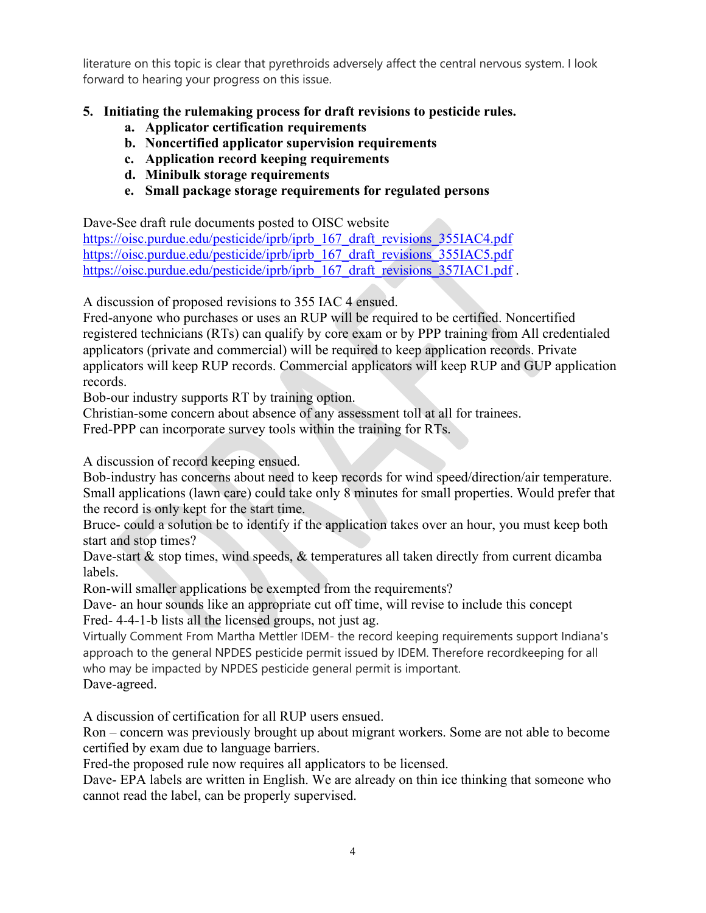literature on this topic is clear that pyrethroids adversely affect the central nervous system. I look forward to hearing your progress on this issue.

**5. Initiating the rulemaking process for draft revisions to pesticide rules.**

  **a. Applicator certification requirements**
  **b. Noncertified applicator supervision requirements**
  **c. Application record keeping requirements**
  **d. Minibulk storage requirements**
  **e. Small package storage requirements for regulated persons**

Dave-See draft rule documents posted to OISC website
https://oisc.purdue.edu/pesticide/iprb/iprb_167_draft_revisions_355IAC4.pdf
https://oisc.purdue.edu/pesticide/iprb/iprb_167_draft_revisions_355IAC5.pdf
https://oisc.purdue.edu/pesticide/iprb/iprb_167_draft_revisions_357IAC1.pdf .

A discussion of proposed revisions to 355 IAC 4 ensued.
Fred-anyone who purchases or uses an RUP will be required to be certified. Noncertified registered technicians (RTs) can qualify by core exam or by PPP training from All credentialed applicators (private and commercial) will be required to keep application records. Private applicators will keep RUP records. Commercial applicators will keep RUP and GUP application records.
Bob-our industry supports RT by training option.
Christian-some concern about absence of any assessment toll at all for trainees.
Fred-PPP can incorporate survey tools within the training for RTs.

A discussion of record keeping ensued.
Bob-industry has concerns about need to keep records for wind speed/direction/air temperature. Small applications (lawn care) could take only 8 minutes for small properties. Would prefer that the record is only kept for the start time.
Bruce- could a solution be to identify if the application takes over an hour, you must keep both start and stop times?
Dave-start & stop times, wind speeds, & temperatures all taken directly from current dicamba labels.
Ron-will smaller applications be exempted from the requirements?
Dave- an hour sounds like an appropriate cut off time, will revise to include this concept
Fred- 4-4-1-b lists all the licensed groups, not just ag.
Virtually Comment From Martha Mettler IDEM- the record keeping requirements support Indiana's approach to the general NPDES pesticide permit issued by IDEM. Therefore recordkeeping for all who may be impacted by NPDES pesticide general permit is important.
Dave-agreed.

A discussion of certification for all RUP users ensued.
Ron – concern was previously brought up about migrant workers. Some are not able to become certified by exam due to language barriers.
Fred-the proposed rule now requires all applicators to be licensed.
Dave- EPA labels are written in English. We are already on thin ice thinking that someone who cannot read the label, can be properly supervised.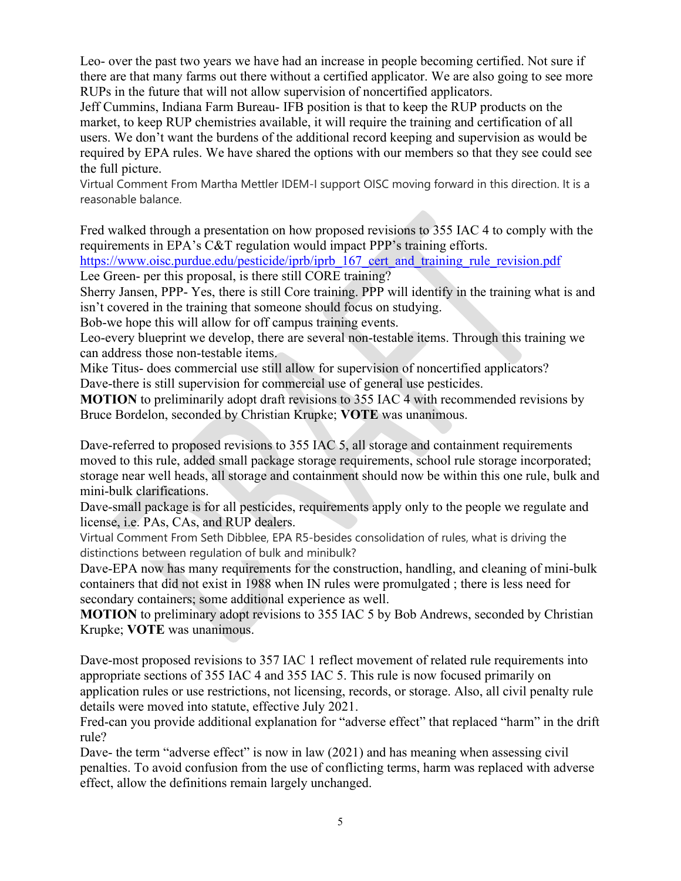Leo- over the past two years we have had an increase in people becoming certified. Not sure if there are that many farms out there without a certified applicator. We are also going to see more RUPs in the future that will not allow supervision of noncertified applicators.

Jeff Cummins, Indiana Farm Bureau- IFB position is that to keep the RUP products on the market, to keep RUP chemistries available, it will require the training and certification of all users. We don't want the burdens of the additional record keeping and supervision as would be required by EPA rules. We have shared the options with our members so that they see could see the full picture.

Virtual Comment From Martha Mettler IDEM-I support OISC moving forward in this direction. It is a reasonable balance.

Fred walked through a presentation on how proposed revisions to 355 IAC 4 to comply with the requirements in EPA's C&T regulation would impact PPP's training efforts.
https://www.oisc.purdue.edu/pesticide/iprb/iprb_167_cert_and_training_rule_revision.pdf

Lee Green- per this proposal, is there still CORE training?

Sherry Jansen, PPP- Yes, there is still Core training. PPP will identify in the training what is and isn't covered in the training that someone should focus on studying.

Bob-we hope this will allow for off campus training events.

Leo-every blueprint we develop, there are several non-testable items. Through this training we can address those non-testable items.

Mike Titus- does commercial use still allow for supervision of noncertified applicators?

Dave-there is still supervision for commercial use of general use pesticides.

**MOTION** to preliminarily adopt draft revisions to 355 IAC 4 with recommended revisions by Bruce Bordelon, seconded by Christian Krupke; **VOTE** was unanimous.

Dave-referred to proposed revisions to 355 IAC 5, all storage and containment requirements moved to this rule, added small package storage requirements, school rule storage incorporated; storage near well heads, all storage and containment should now be within this one rule, bulk and mini-bulk clarifications.

Dave-small package is for all pesticides, requirements apply only to the people we regulate and license, i.e. PAs, CAs, and RUP dealers.

Virtual Comment From Seth Dibblee, EPA R5-besides consolidation of rules, what is driving the distinctions between regulation of bulk and minibulk?

Dave-EPA now has many requirements for the construction, handling, and cleaning of mini-bulk containers that did not exist in 1988 when IN rules were promulgated ; there is less need for secondary containers; some additional experience as well.

**MOTION** to preliminary adopt revisions to 355 IAC 5 by Bob Andrews, seconded by Christian Krupke; **VOTE** was unanimous.

Dave-most proposed revisions to 357 IAC 1 reflect movement of related rule requirements into appropriate sections of 355 IAC 4 and 355 IAC 5. This rule is now focused primarily on application rules or use restrictions, not licensing, records, or storage. Also, all civil penalty rule details were moved into statute, effective July 2021.

Fred-can you provide additional explanation for "adverse effect" that replaced "harm" in the drift rule?

Dave- the term "adverse effect" is now in law (2021) and has meaning when assessing civil penalties. To avoid confusion from the use of conflicting terms, harm was replaced with adverse effect, allow the definitions remain largely unchanged.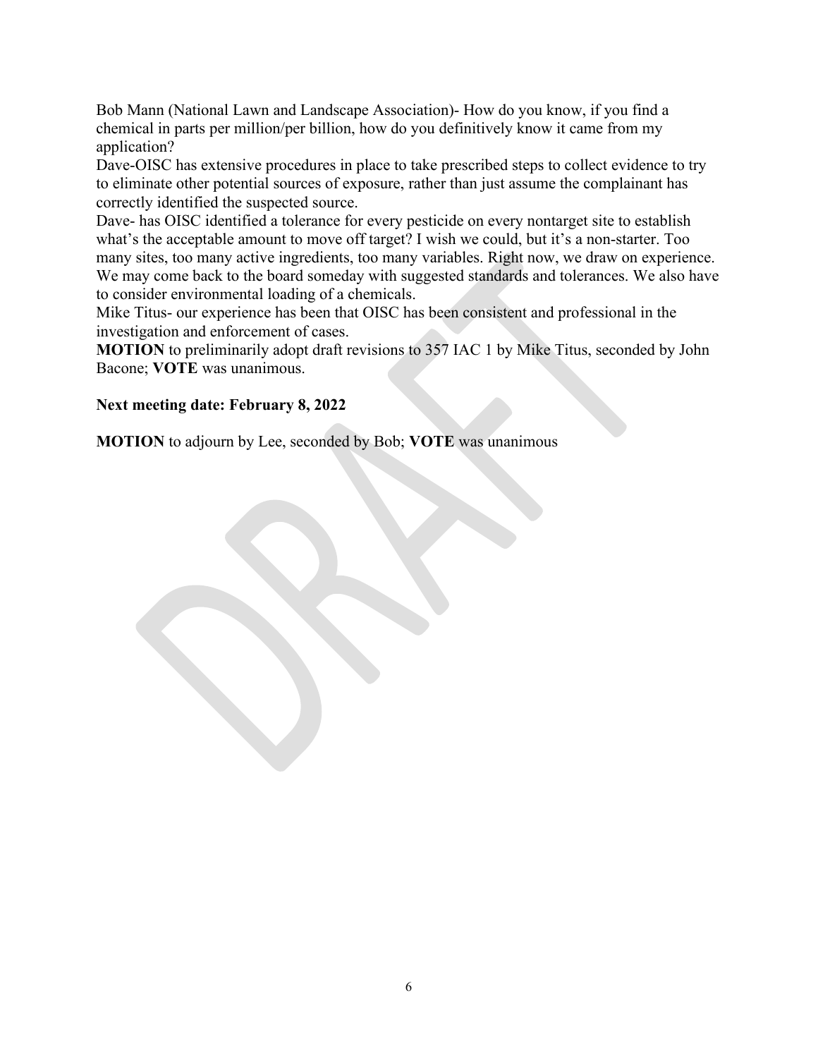Bob Mann (National Lawn and Landscape Association)- How do you know, if you find a chemical in parts per million/per billion, how do you definitively know it came from my application?

Dave-OISC has extensive procedures in place to take prescribed steps to collect evidence to try to eliminate other potential sources of exposure, rather than just assume the complainant has correctly identified the suspected source.

Dave- has OISC identified a tolerance for every pesticide on every nontarget site to establish what's the acceptable amount to move off target? I wish we could, but it's a non-starter. Too many sites, too many active ingredients, too many variables. Right now, we draw on experience. We may come back to the board someday with suggested standards and tolerances. We also have to consider environmental loading of a chemicals.

Mike Titus- our experience has been that OISC has been consistent and professional in the investigation and enforcement of cases.

**MOTION** to preliminarily adopt draft revisions to 357 IAC 1 by Mike Titus, seconded by John Bacone; **VOTE** was unanimous.

**Next meeting date: February 8, 2022**

**MOTION** to adjourn by Lee, seconded by Bob; **VOTE** was unanimous